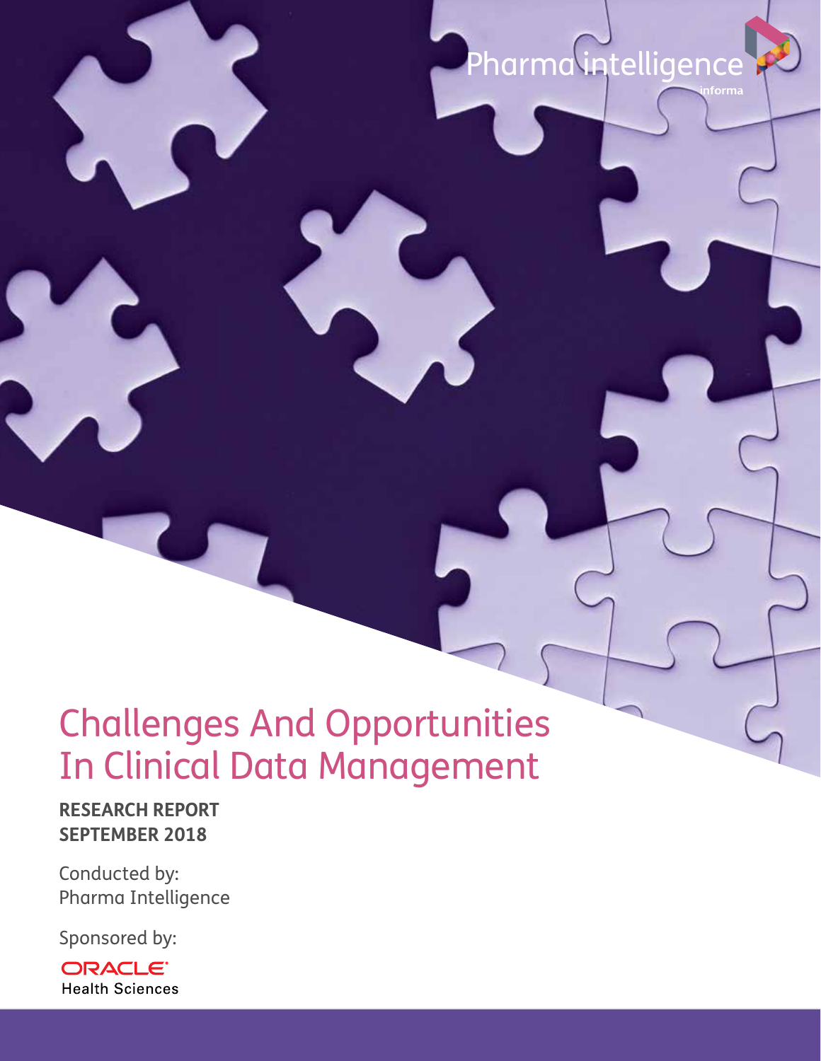Pharma intelligence

informa

# Challenges And Opportunities In Clinical Data Management

**RESEARCH REPORT**
**SEPTEMBER 2018**

Conducted by:
Pharma Intelligence

Sponsored by:

ORACLE
Health Sciences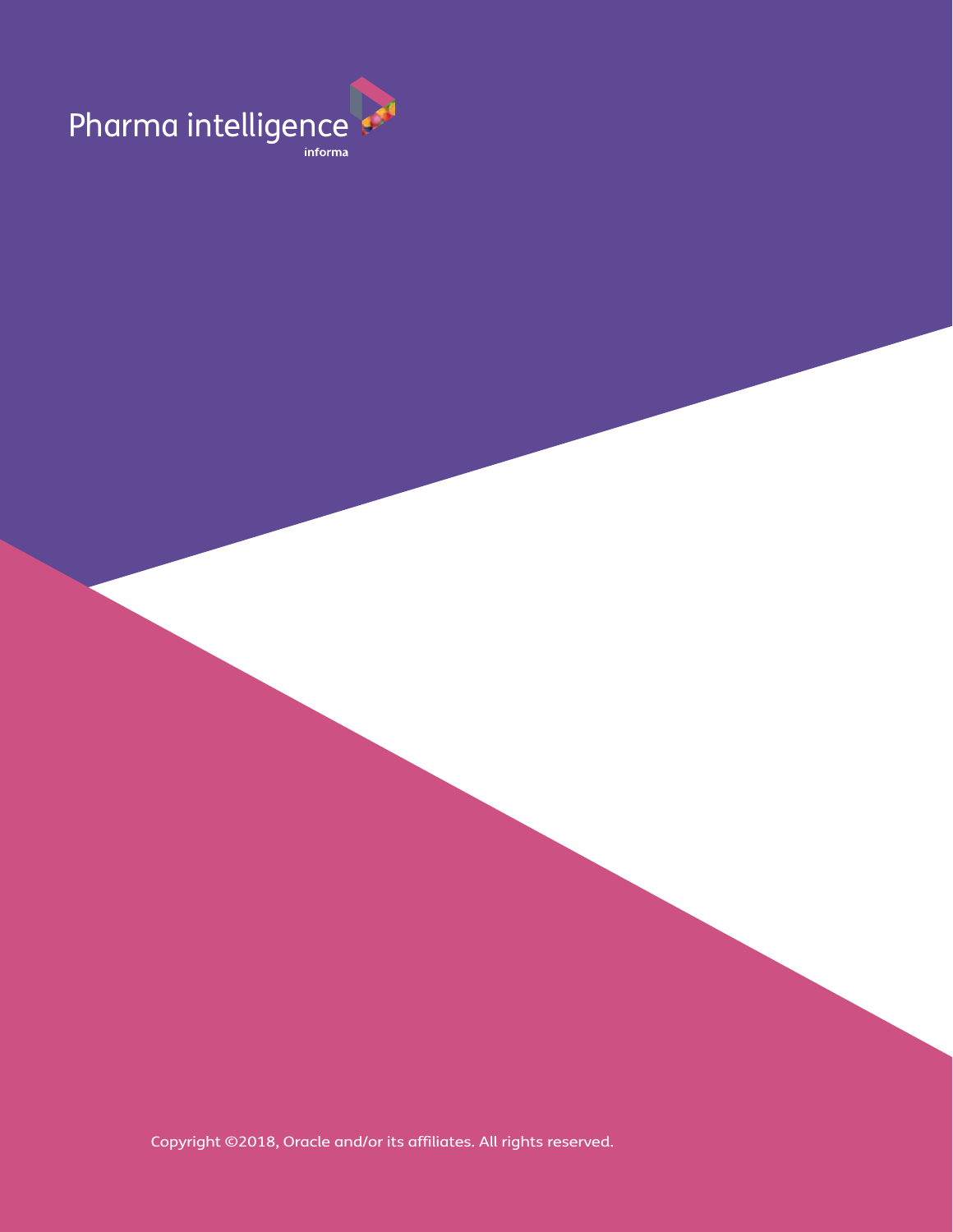Pharma intelligence

informa

Copyright ©2018, Oracle and/or its affiliates. All rights reserved.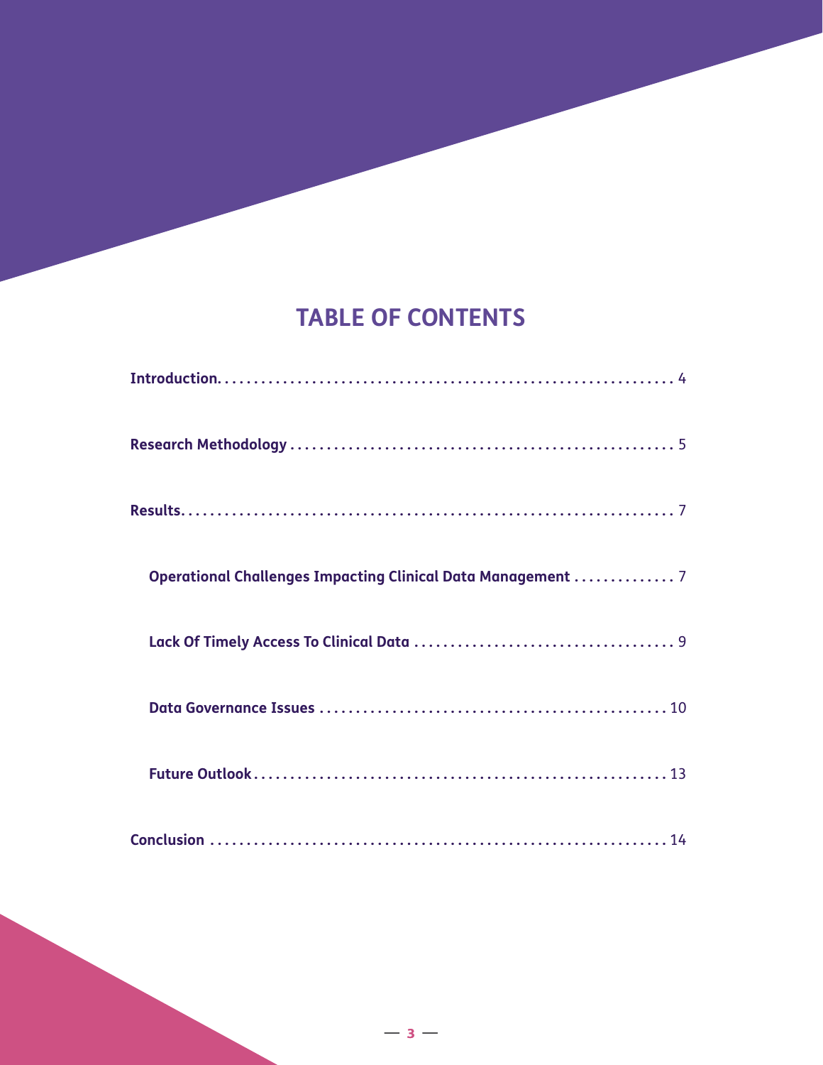# TABLE OF CONTENTS

**Introduction** . . . . . . . . . . . . . . . . . . . . . . . . . . . . . . . . . . . . . . . . . . . . . . . . . . . . . . . . . . . . . 4

**Research Methodology** . . . . . . . . . . . . . . . . . . . . . . . . . . . . . . . . . . . . . . . . . . . . . . . . . . . . 5

**Results** . . . . . . . . . . . . . . . . . . . . . . . . . . . . . . . . . . . . . . . . . . . . . . . . . . . . . . . . . . . . . . . . . . 7

- **Operational Challenges Impacting Clinical Data Management** . . . . . . . . . . . . . . 7
- **Lack Of Timely Access To Clinical Data** . . . . . . . . . . . . . . . . . . . . . . . . . . . . . . . . . . . . 9
- **Data Governance Issues** . . . . . . . . . . . . . . . . . . . . . . . . . . . . . . . . . . . . . . . . . . . . . . . . 10
- **Future Outlook** . . . . . . . . . . . . . . . . . . . . . . . . . . . . . . . . . . . . . . . . . . . . . . . . . . . . . . . . . 13

**Conclusion** . . . . . . . . . . . . . . . . . . . . . . . . . . . . . . . . . . . . . . . . . . . . . . . . . . . . . . . . . . . . . . . 14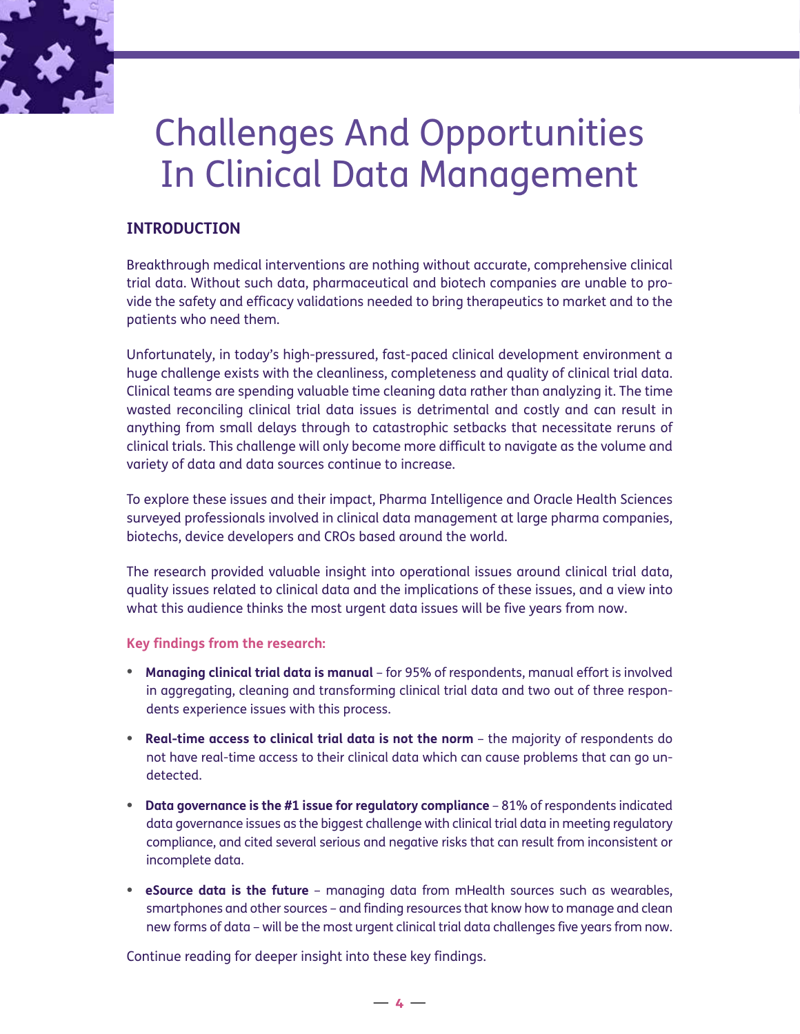# Challenges And Opportunities In Clinical Data Management

## INTRODUCTION

Breakthrough medical interventions are nothing without accurate, comprehensive clinical trial data. Without such data, pharmaceutical and biotech companies are unable to provide the safety and efficacy validations needed to bring therapeutics to market and to the patients who need them.

Unfortunately, in today's high-pressured, fast-paced clinical development environment a huge challenge exists with the cleanliness, completeness and quality of clinical trial data. Clinical teams are spending valuable time cleaning data rather than analyzing it. The time wasted reconciling clinical trial data issues is detrimental and costly and can result in anything from small delays through to catastrophic setbacks that necessitate reruns of clinical trials. This challenge will only become more difficult to navigate as the volume and variety of data and data sources continue to increase.

To explore these issues and their impact, Pharma Intelligence and Oracle Health Sciences surveyed professionals involved in clinical data management at large pharma companies, biotechs, device developers and CROs based around the world.

The research provided valuable insight into operational issues around clinical trial data, quality issues related to clinical data and the implications of these issues, and a view into what this audience thinks the most urgent data issues will be five years from now.

**Key findings from the research:**

- **Managing clinical trial data is manual** – for 95% of respondents, manual effort is involved in aggregating, cleaning and transforming clinical trial data and two out of three respondents experience issues with this process.
- **Real-time access to clinical trial data is not the norm** – the majority of respondents do not have real-time access to their clinical data which can cause problems that can go undetected.
- **Data governance is the #1 issue for regulatory compliance** – 81% of respondents indicated data governance issues as the biggest challenge with clinical trial data in meeting regulatory compliance, and cited several serious and negative risks that can result from inconsistent or incomplete data.
- **eSource data is the future** – managing data from mHealth sources such as wearables, smartphones and other sources – and finding resources that know how to manage and clean new forms of data – will be the most urgent clinical trial data challenges five years from now.

Continue reading for deeper insight into these key findings.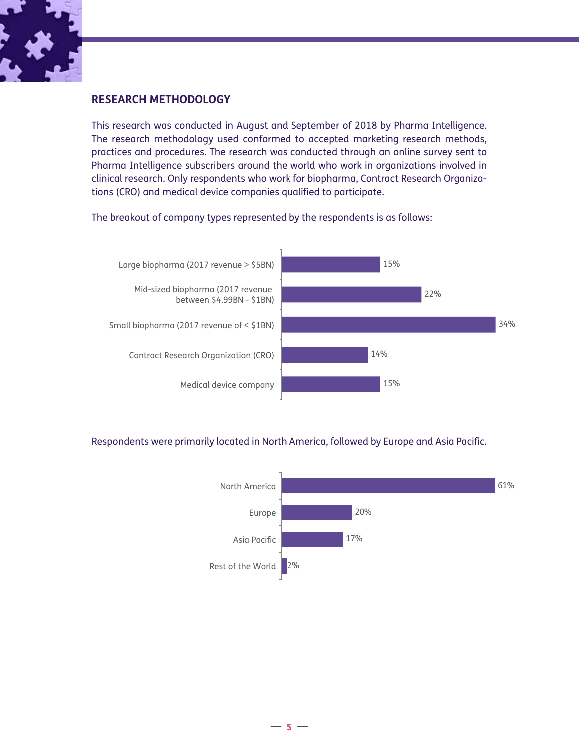## RESEARCH METHODOLOGY

This research was conducted in August and September of 2018 by Pharma Intelligence. The research methodology used conformed to accepted marketing research methods, practices and procedures. The research was conducted through an online survey sent to Pharma Intelligence subscribers around the world who work in organizations involved in clinical research. Only respondents who work for biopharma, Contract Research Organizations (CRO) and medical device companies qualified to participate.

The breakout of company types represented by the respondents is as follows:

| Company type | Percentage |
| --- | --- |
| Large biopharma (2017 revenue > $5BN) | 15% |
| Mid-sized biopharma (2017 revenue between $4.99BN - $1BN) | 22% |
| Small biopharma (2017 revenue of < $1BN) | 34% |
| Contract Research Organization (CRO) | 14% |
| Medical device company | 15% |

Respondents were primarily located in North America, followed by Europe and Asia Pacific.

| Region | Percentage |
| --- | --- |
| North America | 61% |
| Europe | 20% |
| Asia Pacific | 17% |
| Rest of the World | 2% |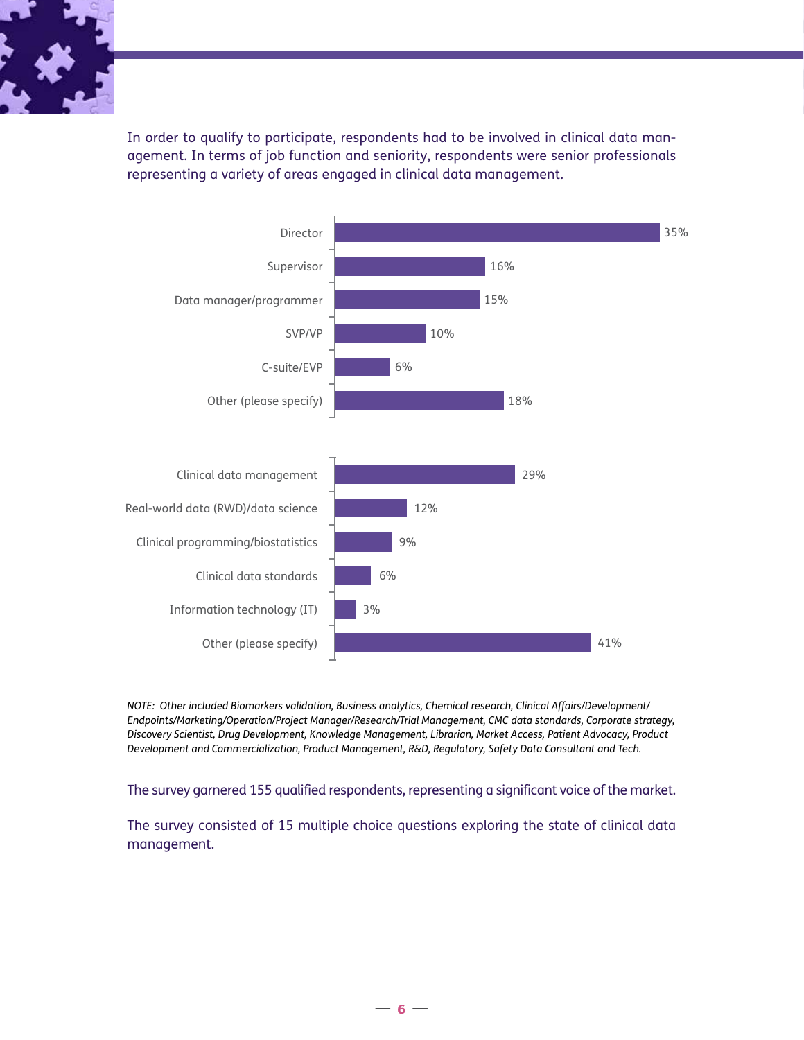In order to qualify to participate, respondents had to be involved in clinical data management. In terms of job function and seniority, respondents were senior professionals representing a variety of areas engaged in clinical data management.

| Seniority | % |
| --- | --- |
| Director | 35% |
| Supervisor | 16% |
| Data manager/programmer | 15% |
| SVP/VP | 10% |
| C-suite/EVP | 6% |
| Other (please specify) | 18% |

| Job function | % |
| --- | --- |
| Clinical data management | 29% |
| Real-world data (RWD)/data science | 12% |
| Clinical programming/biostatistics | 9% |
| Clinical data standards | 6% |
| Information technology (IT) | 3% |
| Other (please specify) | 41% |

*NOTE: Other included Biomarkers validation, Business analytics, Chemical research, Clinical Affairs/Development/Endpoints/Marketing/Operation/Project Manager/Research/Trial Management, CMC data standards, Corporate strategy, Discovery Scientist, Drug Development, Knowledge Management, Librarian, Market Access, Patient Advocacy, Product Development and Commercialization, Product Management, R&D, Regulatory, Safety Data Consultant and Tech.*

The survey garnered 155 qualified respondents, representing a significant voice of the market.

The survey consisted of 15 multiple choice questions exploring the state of clinical data management.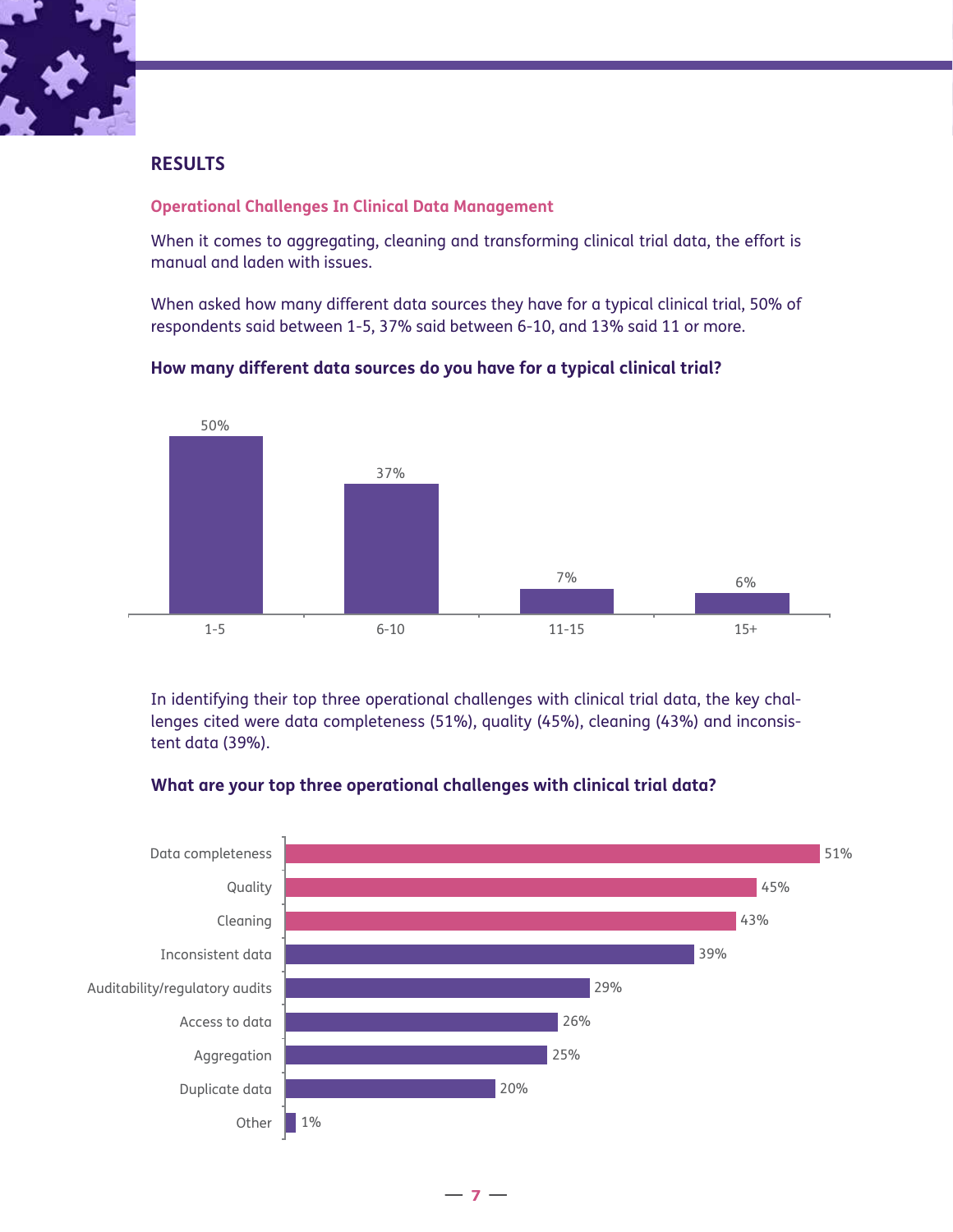## RESULTS

### Operational Challenges In Clinical Data Management

When it comes to aggregating, cleaning and transforming clinical trial data, the effort is manual and laden with issues.

When asked how many different data sources they have for a typical clinical trial, 50% of respondents said between 1-5, 37% said between 6-10, and 13% said 11 or more.

**How many different data sources do you have for a typical clinical trial?**

| Number of data sources | Percentage |
|---|---|
| 1-5 | 50% |
| 6-10 | 37% |
| 11-15 | 7% |
| 15+ | 6% |

In identifying their top three operational challenges with clinical trial data, the key challenges cited were data completeness (51%), quality (45%), cleaning (43%) and inconsistent data (39%).

**What are your top three operational challenges with clinical trial data?**

| Challenge | Percentage |
|---|---|
| Data completeness | 51% |
| Quality | 45% |
| Cleaning | 43% |
| Inconsistent data | 39% |
| Auditability/regulatory audits | 29% |
| Access to data | 26% |
| Aggregation | 25% |
| Duplicate data | 20% |
| Other | 1% |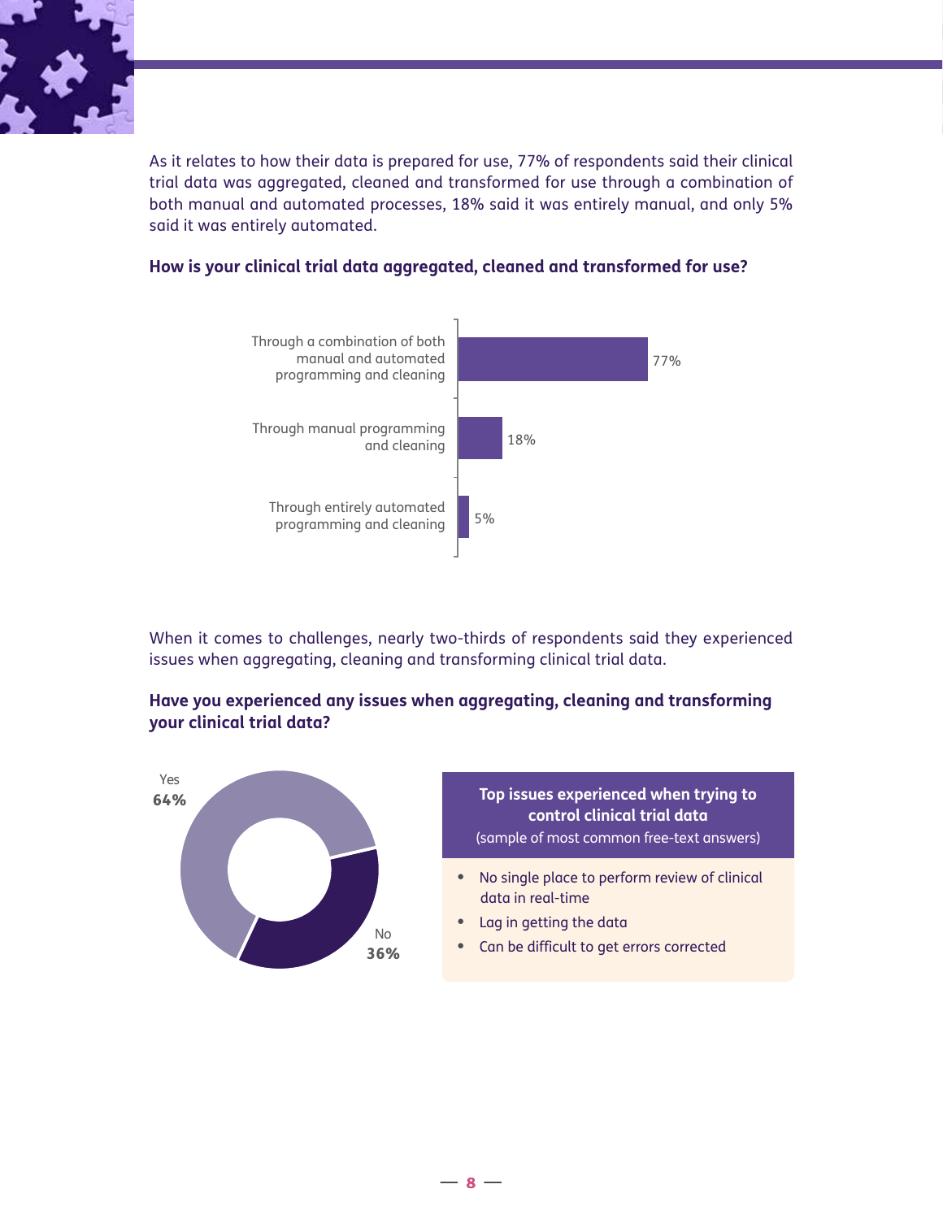As it relates to how their data is prepared for use, 77% of respondents said their clinical trial data was aggregated, cleaned and transformed for use through a combination of both manual and automated processes, 18% said it was entirely manual, and only 5% said it was entirely automated.

**How is your clinical trial data aggregated, cleaned and transformed for use?**

| Response | Percentage |
|---|---|
| Through a combination of both manual and automated programming and cleaning | 77% |
| Through manual programming and cleaning | 18% |
| Through entirely automated programming and cleaning | 5% |

When it comes to challenges, nearly two-thirds of respondents said they experienced issues when aggregating, cleaning and transforming clinical trial data.

**Have you experienced any issues when aggregating, cleaning and transforming your clinical trial data?**

| Response | Percentage |
|---|---|
| Yes | **64%** |
| No | **36%** |

**Top issues experienced when trying to control clinical trial data**
(sample of most common free-text answers)

- No single place to perform review of clinical data in real-time
- Lag in getting the data
- Can be difficult to get errors corrected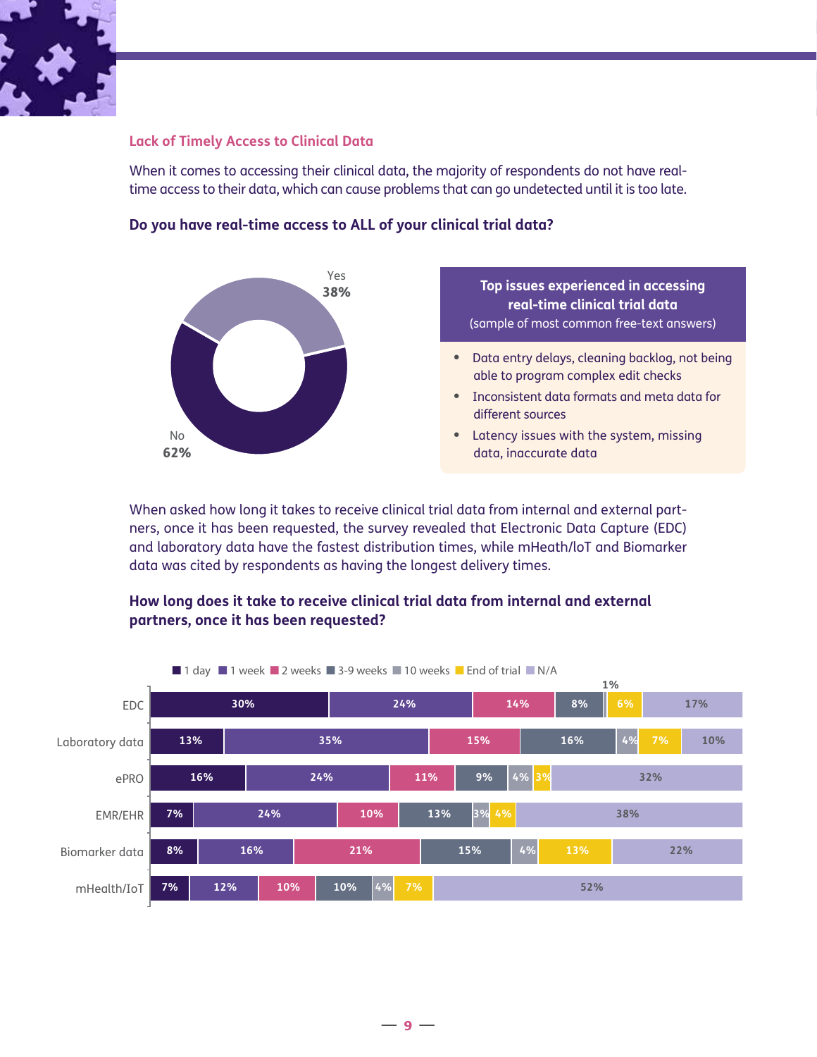## Lack of Timely Access to Clinical Data

When it comes to accessing their clinical data, the majority of respondents do not have real-time access to their data, which can cause problems that can go undetected until it is too late.

### Do you have real-time access to ALL of your clinical trial data?

| Response | % |
|---|---|
| Yes | 38% |
| No | 62% |

**Top issues experienced in accessing real-time clinical trial data**
(sample of most common free-text answers)

- Data entry delays, cleaning backlog, not being able to program complex edit checks
- Inconsistent data formats and meta data for different sources
- Latency issues with the system, missing data, inaccurate data

When asked how long it takes to receive clinical trial data from internal and external partners, once it has been requested, the survey revealed that Electronic Data Capture (EDC) and laboratory data have the fastest distribution times, while mHeath/loT and Biomarker data was cited by respondents as having the longest delivery times.

### How long does it take to receive clinical trial data from internal and external partners, once it has been requested?

| | 1 day | 1 week | 2 weeks | 3-9 weeks | 10 weeks | End of trial | N/A |
|---|---|---|---|---|---|---|---|
| EDC | 30% | 24% | 14% | 8% | 1% | 6% | 17% |
| Laboratory data | 13% | 35% | 15% | 16% | 4% | 7% | 10% |
| ePRO | 16% | 24% | 11% | 9% | 4% | 3% | 32% |
| EMR/EHR | 7% | 24% | 10% | 13% | 3% | 4% | 38% |
| Biomarker data | 8% | 16% | 21% | 15% | 4% | 13% | 22% |
| mHealth/IoT | 7% | 12% | 10% | 10% | 4% | 7% | 52% |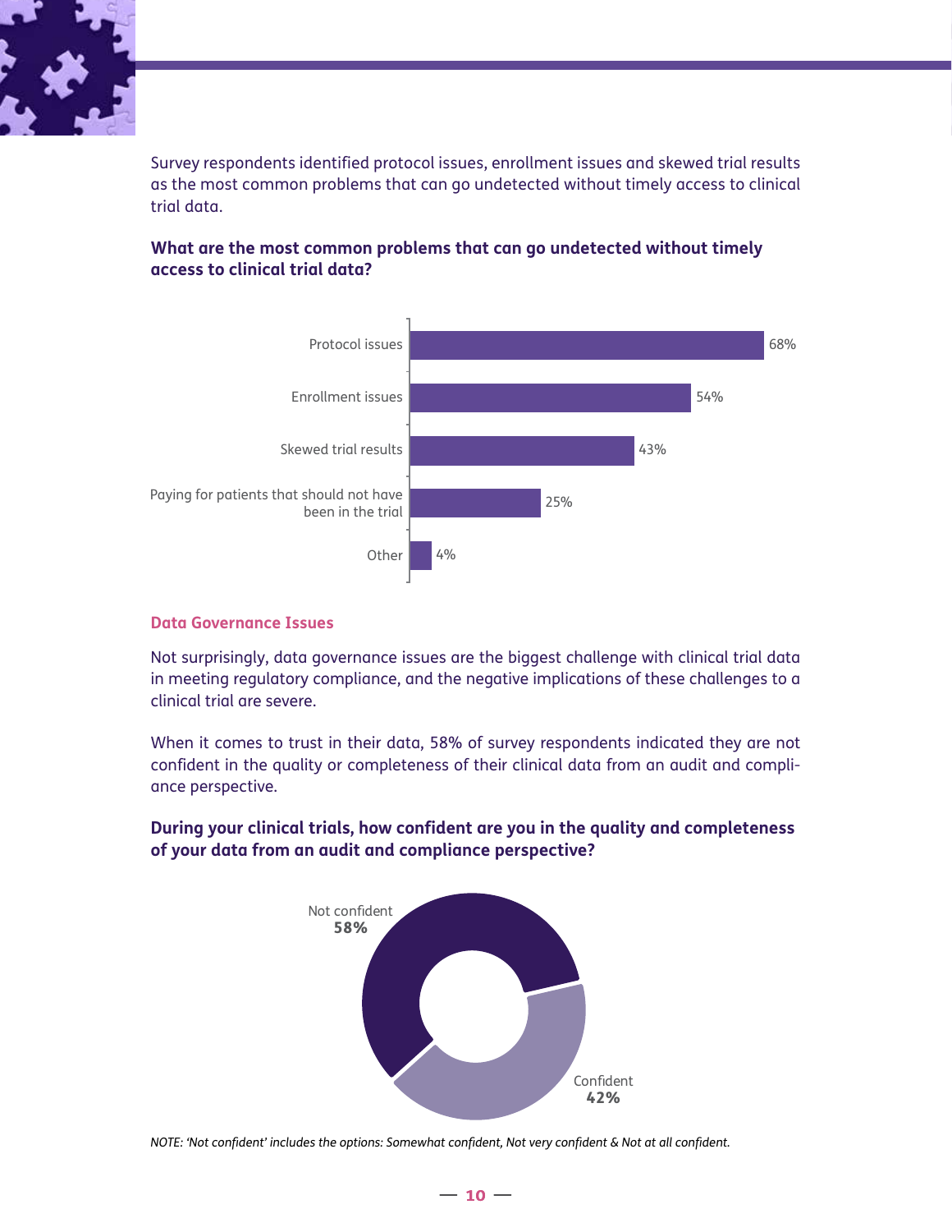Survey respondents identified protocol issues, enrollment issues and skewed trial results as the most common problems that can go undetected without timely access to clinical trial data.

**What are the most common problems that can go undetected without timely access to clinical trial data?**

| Problem | Percentage |
|---|---|
| Protocol issues | 68% |
| Enrollment issues | 54% |
| Skewed trial results | 43% |
| Paying for patients that should not have been in the trial | 25% |
| Other | 4% |

## Data Governance Issues

Not surprisingly, data governance issues are the biggest challenge with clinical trial data in meeting regulatory compliance, and the negative implications of these challenges to a clinical trial are severe.

When it comes to trust in their data, 58% of survey respondents indicated they are not confident in the quality or completeness of their clinical data from an audit and compliance perspective.

**During your clinical trials, how confident are you in the quality and completeness of your data from an audit and compliance perspective?**

| Response | Percentage |
|---|---|
| Not confident | **58%** |
| Confident | **42%** |

*NOTE: 'Not confident' includes the options: Somewhat confident, Not very confident & Not at all confident.*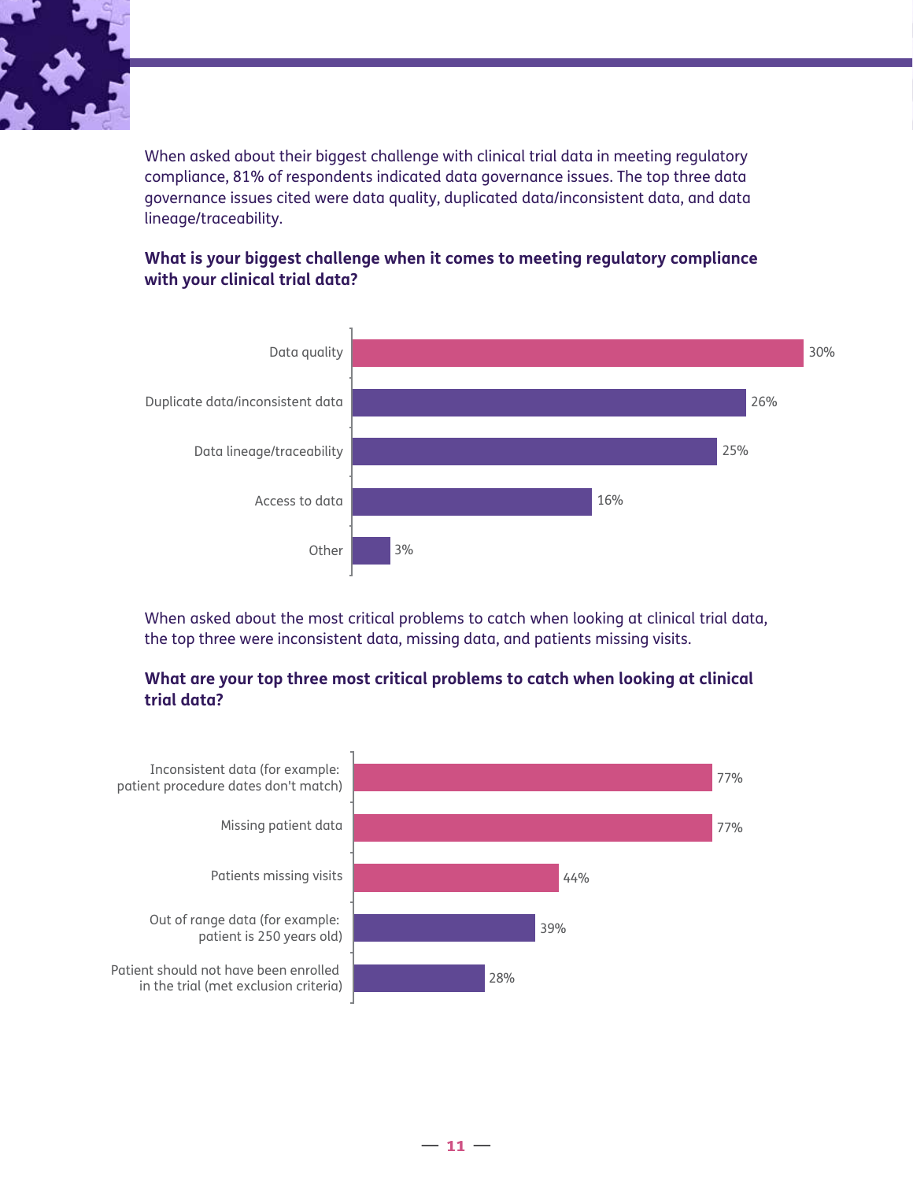When asked about their biggest challenge with clinical trial data in meeting regulatory compliance, 81% of respondents indicated data governance issues. The top three data governance issues cited were data quality, duplicated data/inconsistent data, and data lineage/traceability.

**What is your biggest challenge when it comes to meeting regulatory compliance with your clinical trial data?**

| Challenge | Percentage |
|---|---|
| Data quality | 30% |
| Duplicate data/inconsistent data | 26% |
| Data lineage/traceability | 25% |
| Access to data | 16% |
| Other | 3% |

When asked about the most critical problems to catch when looking at clinical trial data, the top three were inconsistent data, missing data, and patients missing visits.

**What are your top three most critical problems to catch when looking at clinical trial data?**

| Problem | Percentage |
|---|---|
| Inconsistent data (for example: patient procedure dates don't match) | 77% |
| Missing patient data | 77% |
| Patients missing visits | 44% |
| Out of range data (for example: patient is 250 years old) | 39% |
| Patient should not have been enrolled in the trial (met exclusion criteria) | 28% |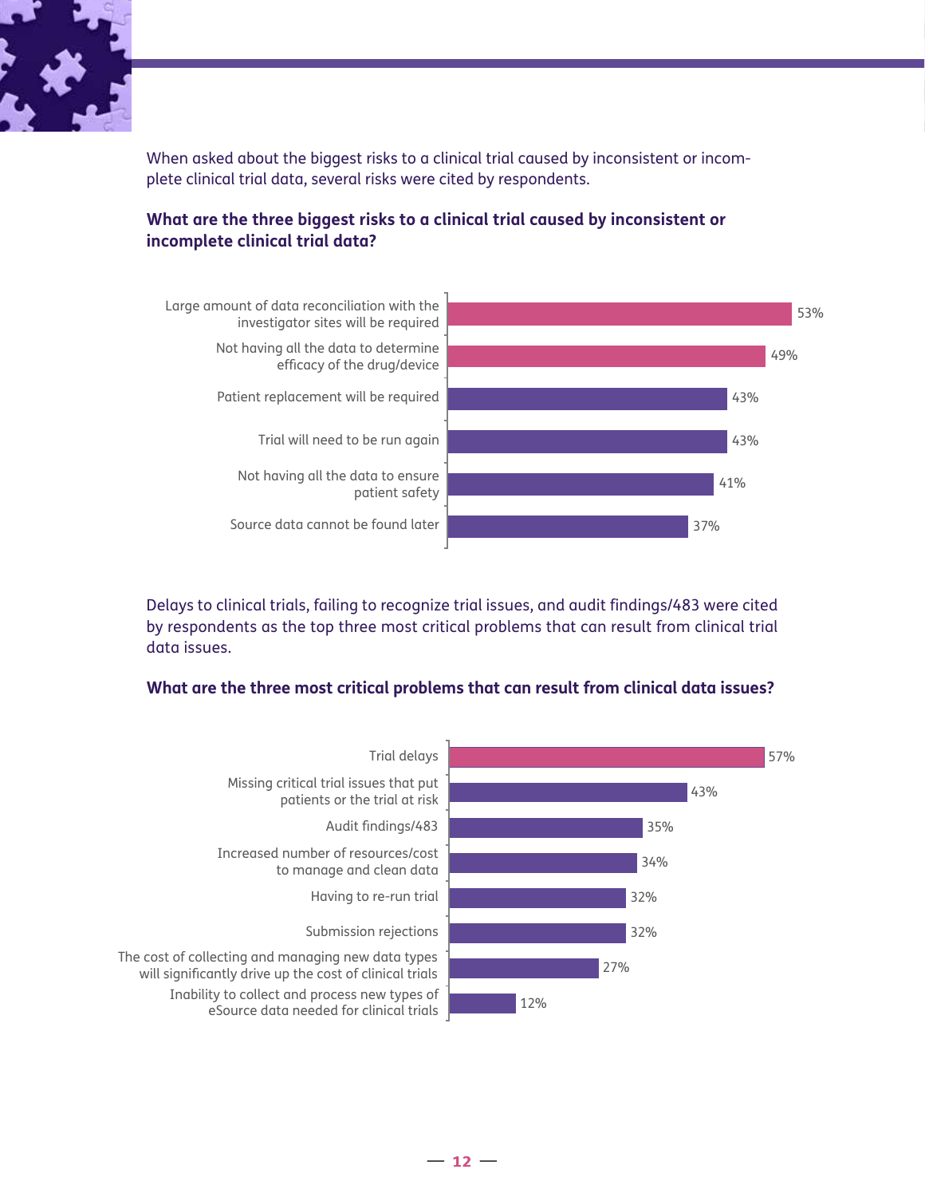When asked about the biggest risks to a clinical trial caused by inconsistent or incomplete clinical trial data, several risks were cited by respondents.

**What are the three biggest risks to a clinical trial caused by inconsistent or incomplete clinical trial data?**

| Risk | Percentage |
|---|---|
| Large amount of data reconciliation with the investigator sites will be required | 53% |
| Not having all the data to determine efficacy of the drug/device | 49% |
| Patient replacement will be required | 43% |
| Trial will need to be run again | 43% |
| Not having all the data to ensure patient safety | 41% |
| Source data cannot be found later | 37% |

Delays to clinical trials, failing to recognize trial issues, and audit findings/483 were cited by respondents as the top three most critical problems that can result from clinical trial data issues.

**What are the three most critical problems that can result from clinical data issues?**

| Problem | Percentage |
|---|---|
| Trial delays | 57% |
| Missing critical trial issues that put patients or the trial at risk | 43% |
| Audit findings/483 | 35% |
| Increased number of resources/cost to manage and clean data | 34% |
| Having to re-run trial | 32% |
| Submission rejections | 32% |
| The cost of collecting and managing new data types will significantly drive up the cost of clinical trials | 27% |
| Inability to collect and process new types of eSource data needed for clinical trials | 12% |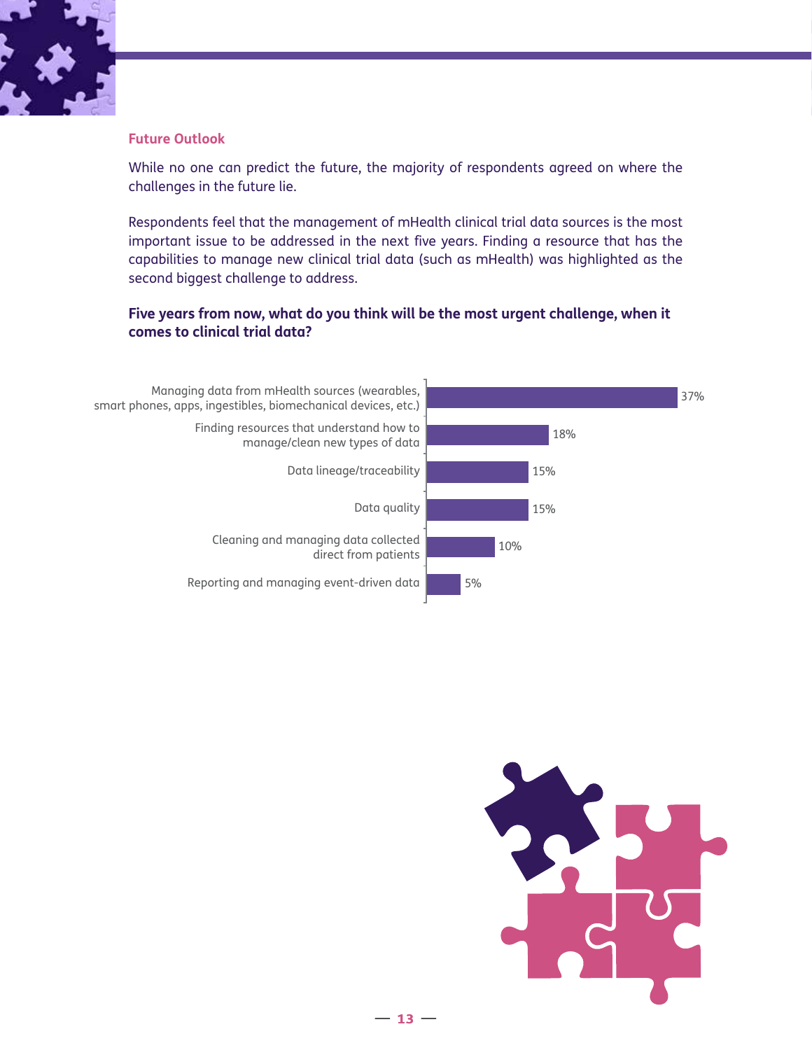## Future Outlook

While no one can predict the future, the majority of respondents agreed on where the challenges in the future lie.

Respondents feel that the management of mHealth clinical trial data sources is the most important issue to be addressed in the next five years. Finding a resource that has the capabilities to manage new clinical trial data (such as mHealth) was highlighted as the second biggest challenge to address.

**Five years from now, what do you think will be the most urgent challenge, when it comes to clinical trial data?**

| Challenge | % |
| --- | --- |
| Managing data from mHealth sources (wearables, smart phones, apps, ingestibles, biomechanical devices, etc.) | 37% |
| Finding resources that understand how to manage/clean new types of data | 18% |
| Data lineage/traceability | 15% |
| Data quality | 15% |
| Cleaning and managing data collected direct from patients | 10% |
| Reporting and managing event-driven data | 5% |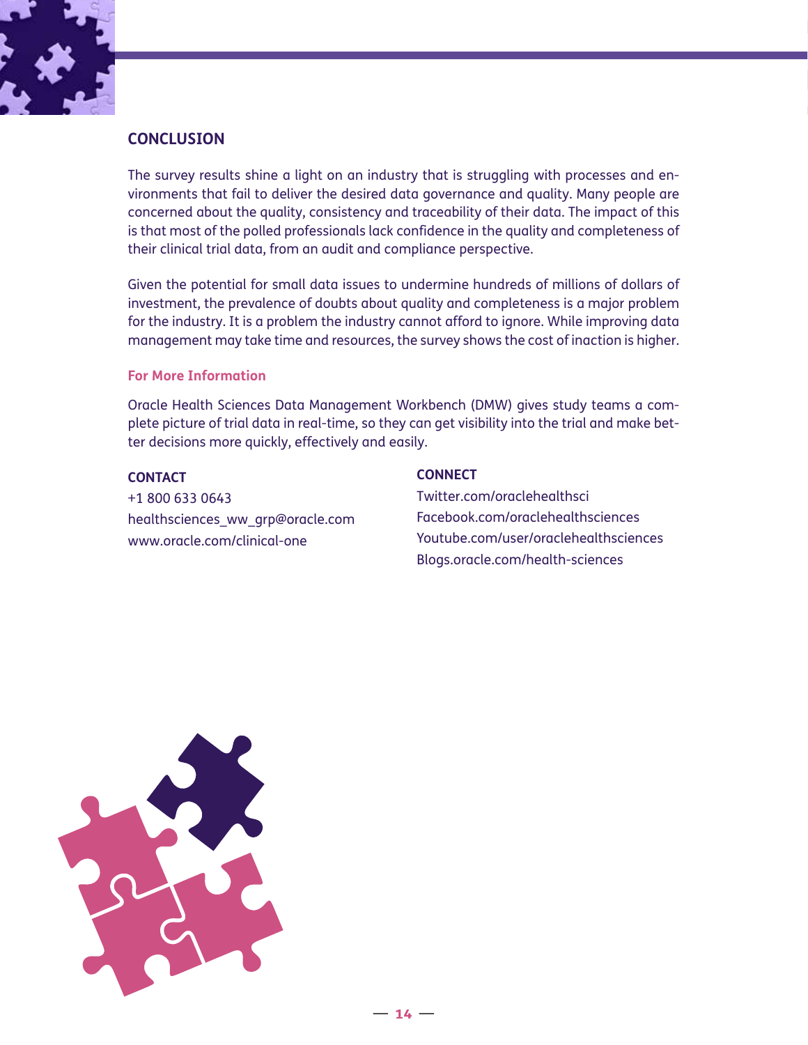## CONCLUSION

The survey results shine a light on an industry that is struggling with processes and environments that fail to deliver the desired data governance and quality. Many people are concerned about the quality, consistency and traceability of their data. The impact of this is that most of the polled professionals lack confidence in the quality and completeness of their clinical trial data, from an audit and compliance perspective.

Given the potential for small data issues to undermine hundreds of millions of dollars of investment, the prevalence of doubts about quality and completeness is a major problem for the industry. It is a problem the industry cannot afford to ignore. While improving data management may take time and resources, the survey shows the cost of inaction is higher.

### For More Information

Oracle Health Sciences Data Management Workbench (DMW) gives study teams a complete picture of trial data in real-time, so they can get visibility into the trial and make better decisions more quickly, effectively and easily.

**CONTACT**

+1 800 633 0643
healthsciences_ww_grp@oracle.com
www.oracle.com/clinical-one

**CONNECT**

Twitter.com/oraclehealthsci
Facebook.com/oraclehealthsciences
Youtube.com/user/oraclehealthsciences
Blogs.oracle.com/health-sciences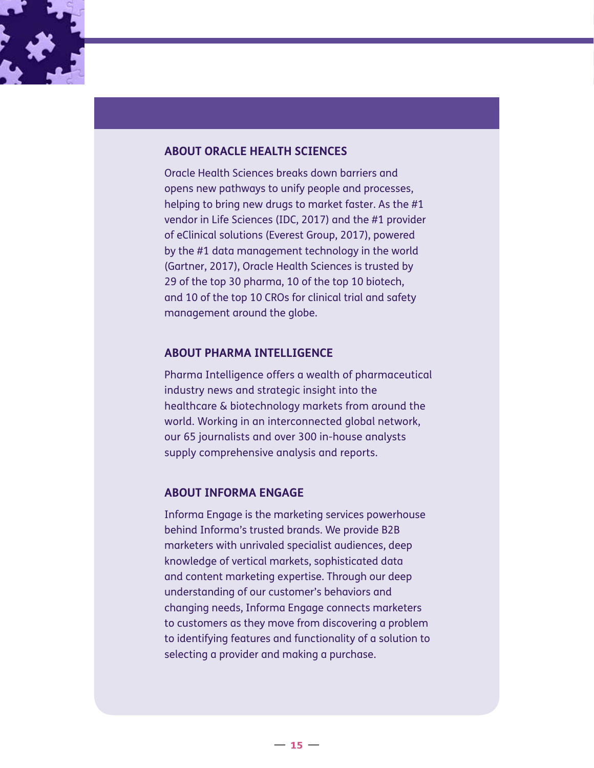## ABOUT ORACLE HEALTH SCIENCES

Oracle Health Sciences breaks down barriers and opens new pathways to unify people and processes, helping to bring new drugs to market faster. As the #1 vendor in Life Sciences (IDC, 2017) and the #1 provider of eClinical solutions (Everest Group, 2017), powered by the #1 data management technology in the world (Gartner, 2017), Oracle Health Sciences is trusted by 29 of the top 30 pharma, 10 of the top 10 biotech, and 10 of the top 10 CROs for clinical trial and safety management around the globe.

## ABOUT PHARMA INTELLIGENCE

Pharma Intelligence offers a wealth of pharmaceutical industry news and strategic insight into the healthcare & biotechnology markets from around the world. Working in an interconnected global network, our 65 journalists and over 300 in-house analysts supply comprehensive analysis and reports.

## ABOUT INFORMA ENGAGE

Informa Engage is the marketing services powerhouse behind Informa's trusted brands. We provide B2B marketers with unrivaled specialist audiences, deep knowledge of vertical markets, sophisticated data and content marketing expertise. Through our deep understanding of our customer's behaviors and changing needs, Informa Engage connects marketers to customers as they move from discovering a problem to identifying features and functionality of a solution to selecting a provider and making a purchase.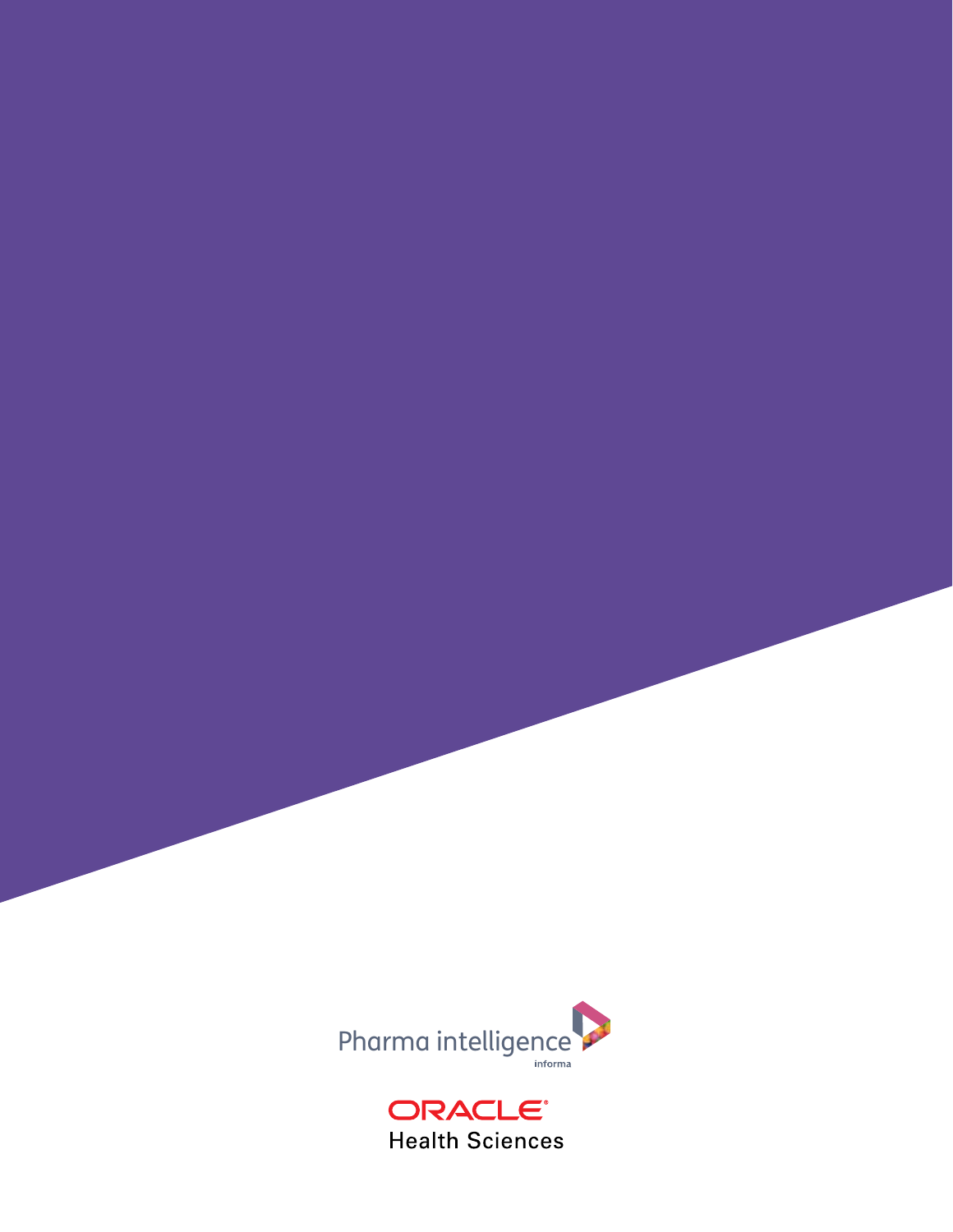Pharma intelligence

informa

ORACLE

Health Sciences